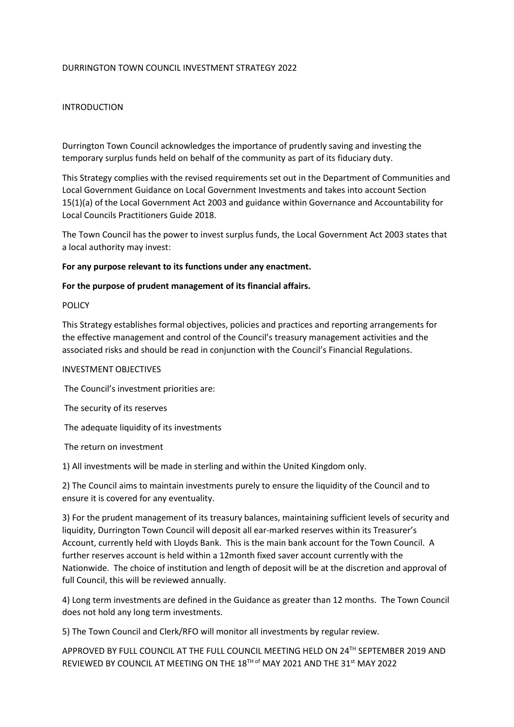# DURRINGTON TOWN COUNCIL INVESTMENT STRATEGY 2022

## INTRODUCTION

Durrington Town Council acknowledges the importance of prudently saving and investing the temporary surplus funds held on behalf of the community as part of its fiduciary duty.

This Strategy complies with the revised requirements set out in the Department of Communities and Local Government Guidance on Local Government Investments and takes into account Section 15(1)(a) of the Local Government Act 2003 and guidance within Governance and Accountability for Local Councils Practitioners Guide 2018.

The Town Council has the power to invest surplus funds, the Local Government Act 2003 states that a local authority may invest:

**For any purpose relevant to its functions under any enactment.**

**For the purpose of prudent management of its financial affairs.**

## POLICY

This Strategy establishes formal objectives, policies and practices and reporting arrangements for the effective management and control of the Council's treasury management activities and the associated risks and should be read in conjunction with the Council's Financial Regulations.

## INVESTMENT OBJECTIVES

The Council's investment priorities are:

The security of its reserves

The adequate liquidity of its investments

The return on investment

1) All investments will be made in sterling and within the United Kingdom only.

2) The Council aims to maintain investments purely to ensure the liquidity of the Council and to ensure it is covered for any eventuality.

3) For the prudent management of its treasury balances, maintaining sufficient levels of security and liquidity, Durrington Town Council will deposit all ear-marked reserves within its Treasurer's Account, currently held with Lloyds Bank. This is the main bank account for the Town Council. A further reserves account is held within a 12month fixed saver account currently with the Nationwide. The choice of institution and length of deposit will be at the discretion and approval of full Council, this will be reviewed annually.

4) Long term investments are defined in the Guidance as greater than 12 months. The Town Council does not hold any long term investments.

5) The Town Council and Clerk/RFO will monitor all investments by regular review.

APPROVED BY FULL COUNCIL AT THE FULL COUNCIL MEETING HELD ON 24TH SEPTEMBER 2019 AND REVIEWED BY COUNCIL AT MEETING ON THE 18TH of MAY 2021 AND THE 31st MAY 2022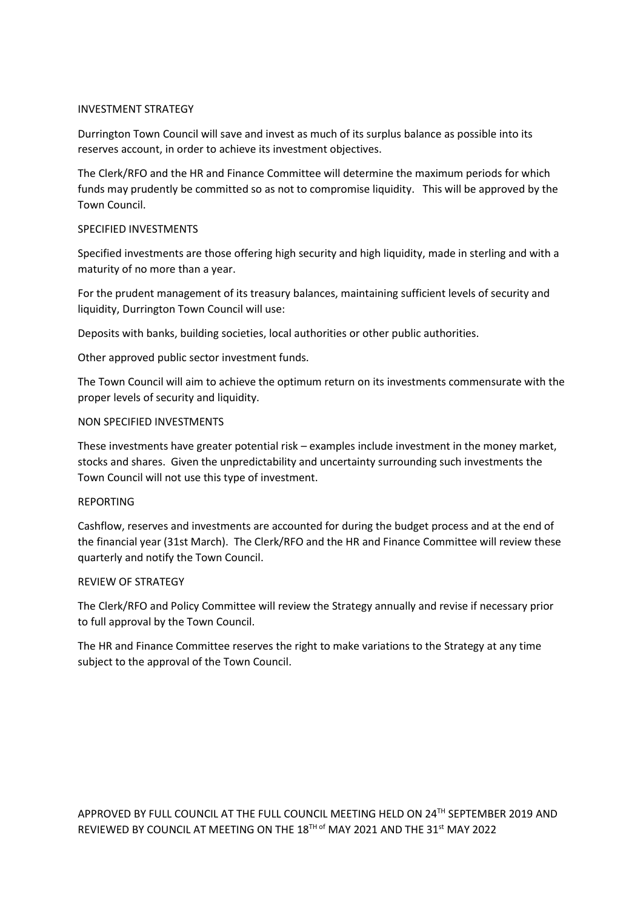## INVESTMENT STRATEGY

Durrington Town Council will save and invest as much of its surplus balance as possible into its reserves account, in order to achieve its investment objectives.

The Clerk/RFO and the HR and Finance Committee will determine the maximum periods for which funds may prudently be committed so as not to compromise liquidity. This will be approved by the Town Council.

## SPECIFIED INVESTMENTS

Specified investments are those offering high security and high liquidity, made in sterling and with a maturity of no more than a year.

For the prudent management of its treasury balances, maintaining sufficient levels of security and liquidity, Durrington Town Council will use:

Deposits with banks, building societies, local authorities or other public authorities.

Other approved public sector investment funds.

The Town Council will aim to achieve the optimum return on its investments commensurate with the proper levels of security and liquidity.

## NON SPECIFIED INVESTMENTS

These investments have greater potential risk – examples include investment in the money market, stocks and shares. Given the unpredictability and uncertainty surrounding such investments the Town Council will not use this type of investment.

## REPORTING

Cashflow, reserves and investments are accounted for during the budget process and at the end of the financial year (31st March). The Clerk/RFO and the HR and Finance Committee will review these quarterly and notify the Town Council.

## REVIEW OF STRATEGY

The Clerk/RFO and Policy Committee will review the Strategy annually and revise if necessary prior to full approval by the Town Council.

The HR and Finance Committee reserves the right to make variations to the Strategy at any time subject to the approval of the Town Council.

APPROVED BY FULL COUNCIL AT THE FULL COUNCIL MEETING HELD ON 24TH SEPTEMBER 2019 AND REVIEWED BY COUNCIL AT MEETING ON THE 18TH of MAY 2021 AND THE 31st MAY 2022